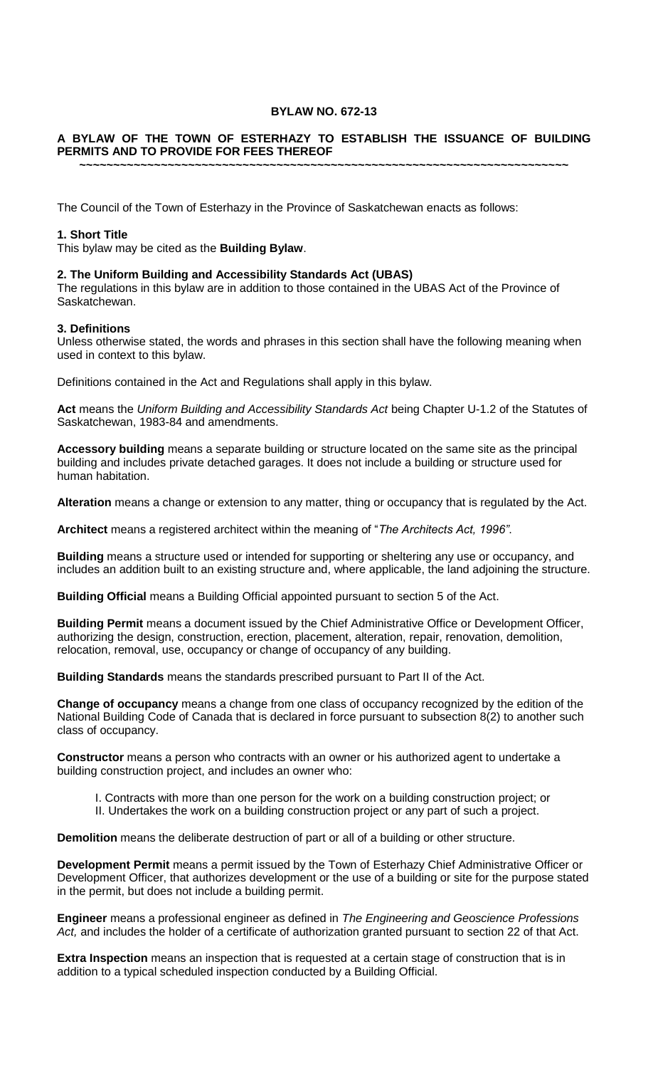# BYLAW NO. 672-13

## A BYLAW OF THE TOWN OF ESTERHAZY TO ESTABLISH THE ISSUANCE OF BUILDING PERMITS AND TO PROVIDE FOR FEES THEREOF

~~~~~~~~~~~~~~~~~~~~~~~~~~~~~~~~~~~~~~~~~~~~~~~~~~~~~~~~~~~~~~~~~~~~~~~~~~~~

The Council of the Town of Esterhazy in the Province of Saskatchewan enacts as follows:

**1. Short Title**

This bylaw may be cited as the **Building Bylaw**.

**2. The Uniform Building and Accessibility Standards Act (UBAS)**

The regulations in this bylaw are in addition to those contained in the UBAS Act of the Province of Saskatchewan.

**3. Definitions**

Unless otherwise stated, the words and phrases in this section shall have the following meaning when used in context to this bylaw.

Definitions contained in the Act and Regulations shall apply in this bylaw.

**Act** means the *Uniform Building and Accessibility Standards Act* being Chapter U-1.2 of the Statutes of Saskatchewan, 1983-84 and amendments.

**Accessory building** means a separate building or structure located on the same site as the principal building and includes private detached garages. It does not include a building or structure used for human habitation.

**Alteration** means a change or extension to any matter, thing or occupancy that is regulated by the Act.

**Architect** means a registered architect within the meaning of "*The Architects Act, 1996"*.

**Building** means a structure used or intended for supporting or sheltering any use or occupancy, and includes an addition built to an existing structure and, where applicable, the land adjoining the structure.

**Building Official** means a Building Official appointed pursuant to section 5 of the Act.

**Building Permit** means a document issued by the Chief Administrative Office or Development Officer, authorizing the design, construction, erection, placement, alteration, repair, renovation, demolition, relocation, removal, use, occupancy or change of occupancy of any building.

**Building Standards** means the standards prescribed pursuant to Part II of the Act.

**Change of occupancy** means a change from one class of occupancy recognized by the edition of the National Building Code of Canada that is declared in force pursuant to subsection 8(2) to another such class of occupancy.

**Constructor** means a person who contracts with an owner or his authorized agent to undertake a building construction project, and includes an owner who:

I. Contracts with more than one person for the work on a building construction project; or
II. Undertakes the work on a building construction project or any part of such a project.

**Demolition** means the deliberate destruction of part or all of a building or other structure.

**Development Permit** means a permit issued by the Town of Esterhazy Chief Administrative Officer or Development Officer, that authorizes development or the use of a building or site for the purpose stated in the permit, but does not include a building permit.

**Engineer** means a professional engineer as defined in *The Engineering and Geoscience Professions Act,* and includes the holder of a certificate of authorization granted pursuant to section 22 of that Act.

**Extra Inspection** means an inspection that is requested at a certain stage of construction that is in addition to a typical scheduled inspection conducted by a Building Official.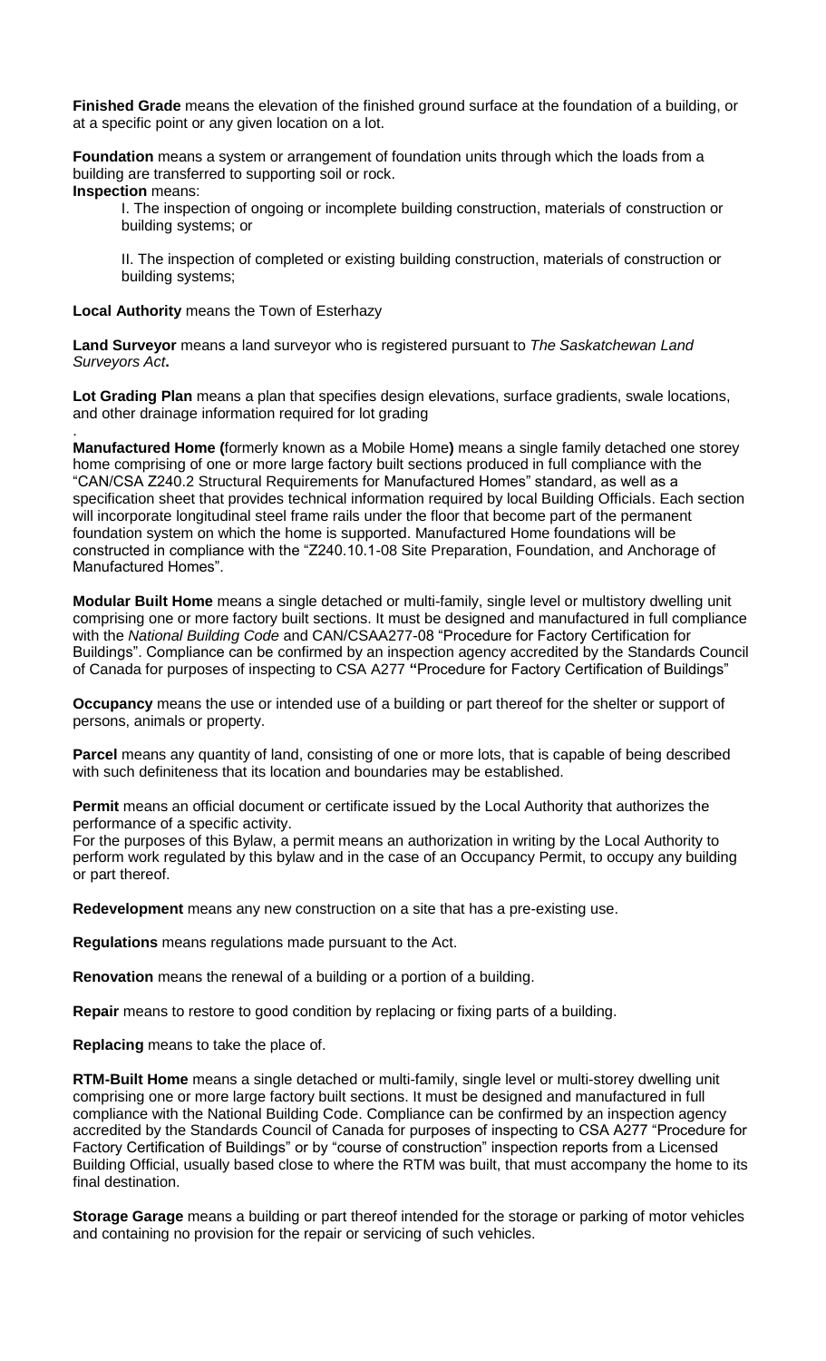**Finished Grade** means the elevation of the finished ground surface at the foundation of a building, or at a specific point or any given location on a lot.

**Foundation** means a system or arrangement of foundation units through which the loads from a building are transferred to supporting soil or rock.

**Inspection** means:

I. The inspection of ongoing or incomplete building construction, materials of construction or building systems; or

II. The inspection of completed or existing building construction, materials of construction or building systems;

**Local Authority** means the Town of Esterhazy

**Land Surveyor** means a land surveyor who is registered pursuant to *The Saskatchewan Land Surveyors Act*.

**Lot Grading Plan** means a plan that specifies design elevations, surface gradients, swale locations, and other drainage information required for lot grading

.

**Manufactured Home (**formerly known as a Mobile Home**)** means a single family detached one storey home comprising of one or more large factory built sections produced in full compliance with the "CAN/CSA Z240.2 Structural Requirements for Manufactured Homes" standard, as well as a specification sheet that provides technical information required by local Building Officials. Each section will incorporate longitudinal steel frame rails under the floor that become part of the permanent foundation system on which the home is supported. Manufactured Home foundations will be constructed in compliance with the "Z240.10.1-08 Site Preparation, Foundation, and Anchorage of Manufactured Homes".

**Modular Built Home** means a single detached or multi-family, single level or multistory dwelling unit comprising one or more factory built sections. It must be designed and manufactured in full compliance with the *National Building Code* and CAN/CSAA277-08 "Procedure for Factory Certification for Buildings". Compliance can be confirmed by an inspection agency accredited by the Standards Council of Canada for purposes of inspecting to CSA A277 **"**Procedure for Factory Certification of Buildings"

**Occupancy** means the use or intended use of a building or part thereof for the shelter or support of persons, animals or property.

**Parcel** means any quantity of land, consisting of one or more lots, that is capable of being described with such definiteness that its location and boundaries may be established.

**Permit** means an official document or certificate issued by the Local Authority that authorizes the performance of a specific activity.
For the purposes of this Bylaw, a permit means an authorization in writing by the Local Authority to perform work regulated by this bylaw and in the case of an Occupancy Permit, to occupy any building or part thereof.

**Redevelopment** means any new construction on a site that has a pre-existing use.

**Regulations** means regulations made pursuant to the Act.

**Renovation** means the renewal of a building or a portion of a building.

**Repair** means to restore to good condition by replacing or fixing parts of a building.

**Replacing** means to take the place of.

**RTM-Built Home** means a single detached or multi-family, single level or multi-storey dwelling unit comprising one or more large factory built sections. It must be designed and manufactured in full compliance with the National Building Code. Compliance can be confirmed by an inspection agency accredited by the Standards Council of Canada for purposes of inspecting to CSA A277 "Procedure for Factory Certification of Buildings" or by "course of construction" inspection reports from a Licensed Building Official, usually based close to where the RTM was built, that must accompany the home to its final destination.

**Storage Garage** means a building or part thereof intended for the storage or parking of motor vehicles and containing no provision for the repair or servicing of such vehicles.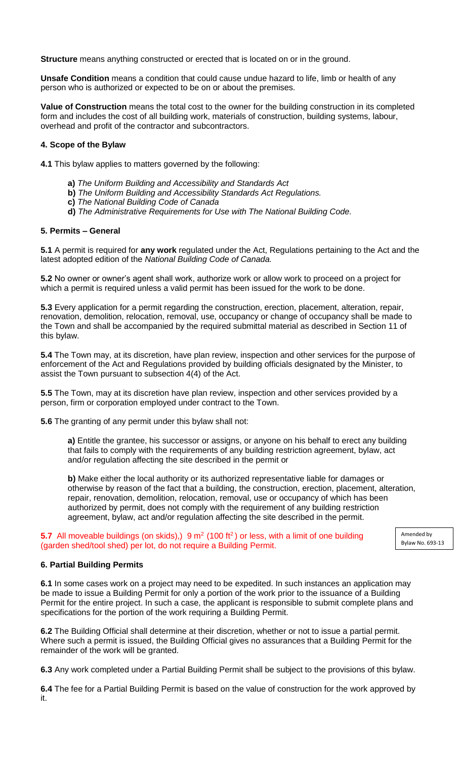**Structure** means anything constructed or erected that is located on or in the ground.

**Unsafe Condition** means a condition that could cause undue hazard to life, limb or health of any person who is authorized or expected to be on or about the premises.

**Value of Construction** means the total cost to the owner for the building construction in its completed form and includes the cost of all building work, materials of construction, building systems, labour, overhead and profit of the contractor and subcontractors.

#### 4. Scope of the Bylaw

**4.1** This bylaw applies to matters governed by the following:

- **a)** *The Uniform Building and Accessibility and Standards Act*
- **b)** *The Uniform Building and Accessibility Standards Act Regulations.*
- **c)** *The National Building Code of Canada*
- **d)** *The Administrative Requirements for Use with The National Building Code.*

#### 5. Permits – General

**5.1** A permit is required for **any work** regulated under the Act, Regulations pertaining to the Act and the latest adopted edition of the *National Building Code of Canada.*

**5.2** No owner or owner's agent shall work, authorize work or allow work to proceed on a project for which a permit is required unless a valid permit has been issued for the work to be done.

**5.3** Every application for a permit regarding the construction, erection, placement, alteration, repair, renovation, demolition, relocation, removal, use, occupancy or change of occupancy shall be made to the Town and shall be accompanied by the required submittal material as described in Section 11 of this bylaw.

**5.4** The Town may, at its discretion, have plan review, inspection and other services for the purpose of enforcement of the Act and Regulations provided by building officials designated by the Minister, to assist the Town pursuant to subsection 4(4) of the Act.

**5.5** The Town, may at its discretion have plan review, inspection and other services provided by a person, firm or corporation employed under contract to the Town.

**5.6** The granting of any permit under this bylaw shall not:

> **a)** Entitle the grantee, his successor or assigns, or anyone on his behalf to erect any building that fails to comply with the requirements of any building restriction agreement, bylaw, act and/or regulation affecting the site described in the permit or
>
> **b)** Make either the local authority or its authorized representative liable for damages or otherwise by reason of the fact that a building, the construction, erection, placement, alteration, repair, renovation, demolition, relocation, removal, use or occupancy of which has been authorized by permit, does not comply with the requirement of any building restriction agreement, bylaw, act and/or regulation affecting the site described in the permit.

**5.7** All moveable buildings (on skids),) 9 $m^2$ (100 $ft^2$) or less, with a limit of one building (garden shed/tool shed) per lot, do not require a Building Permit.

Amended by Bylaw No. 693-13

#### 6. Partial Building Permits

**6.1** In some cases work on a project may need to be expedited. In such instances an application may be made to issue a Building Permit for only a portion of the work prior to the issuance of a Building Permit for the entire project. In such a case, the applicant is responsible to submit complete plans and specifications for the portion of the work requiring a Building Permit.

**6.2** The Building Official shall determine at their discretion, whether or not to issue a partial permit. Where such a permit is issued, the Building Official gives no assurances that a Building Permit for the remainder of the work will be granted.

**6.3** Any work completed under a Partial Building Permit shall be subject to the provisions of this bylaw.

**6.4** The fee for a Partial Building Permit is based on the value of construction for the work approved by it.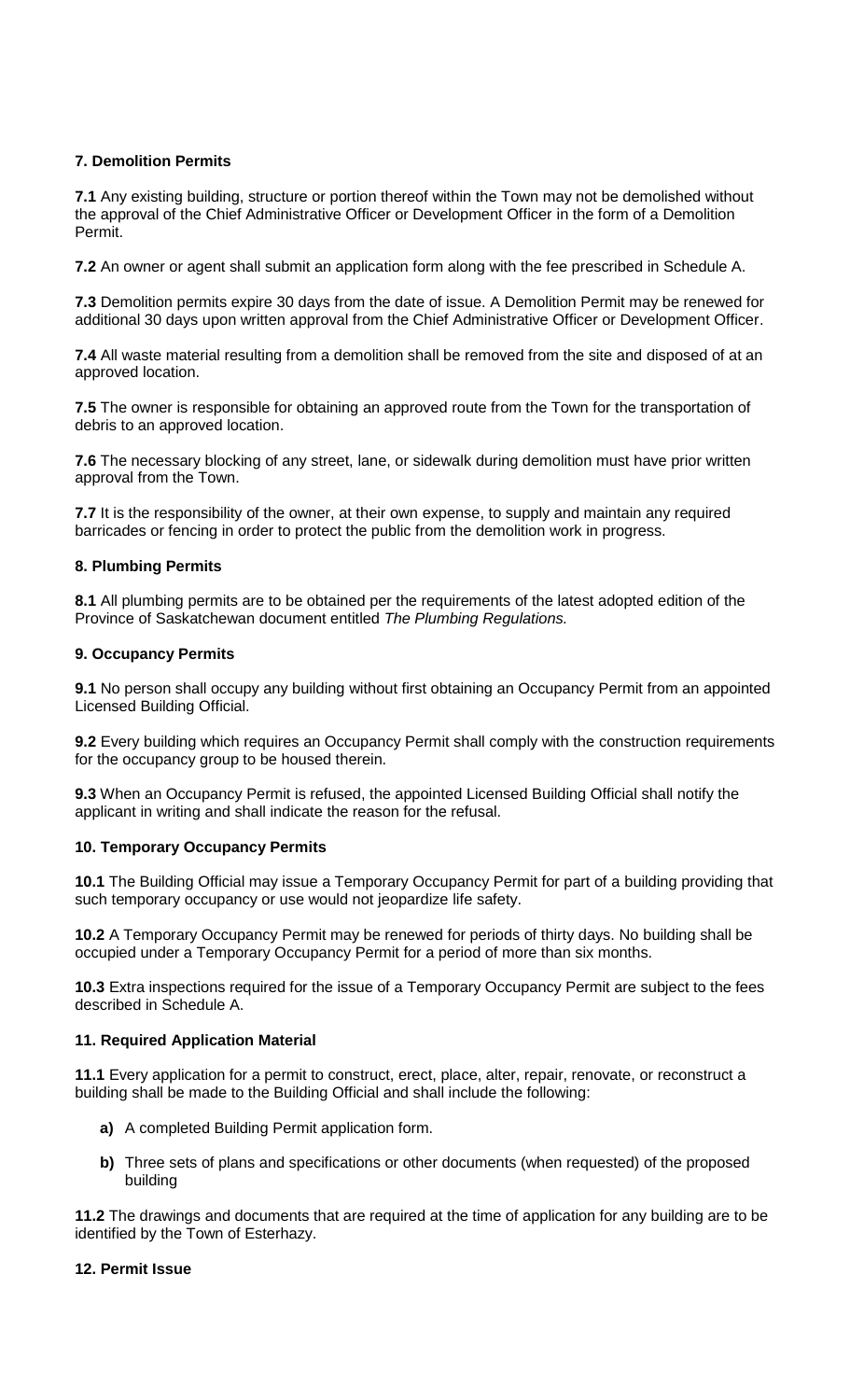### 7. Demolition Permits

**7.1** Any existing building, structure or portion thereof within the Town may not be demolished without the approval of the Chief Administrative Officer or Development Officer in the form of a Demolition Permit.

**7.2** An owner or agent shall submit an application form along with the fee prescribed in Schedule A.

**7.3** Demolition permits expire 30 days from the date of issue. A Demolition Permit may be renewed for additional 30 days upon written approval from the Chief Administrative Officer or Development Officer.

**7.4** All waste material resulting from a demolition shall be removed from the site and disposed of at an approved location.

**7.5** The owner is responsible for obtaining an approved route from the Town for the transportation of debris to an approved location.

**7.6** The necessary blocking of any street, lane, or sidewalk during demolition must have prior written approval from the Town.

**7.7** It is the responsibility of the owner, at their own expense, to supply and maintain any required barricades or fencing in order to protect the public from the demolition work in progress.

### 8. Plumbing Permits

**8.1** All plumbing permits are to be obtained per the requirements of the latest adopted edition of the Province of Saskatchewan document entitled *The Plumbing Regulations.*

### 9. Occupancy Permits

**9.1** No person shall occupy any building without first obtaining an Occupancy Permit from an appointed Licensed Building Official.

**9.2** Every building which requires an Occupancy Permit shall comply with the construction requirements for the occupancy group to be housed therein.

**9.3** When an Occupancy Permit is refused, the appointed Licensed Building Official shall notify the applicant in writing and shall indicate the reason for the refusal.

### 10. Temporary Occupancy Permits

**10.1** The Building Official may issue a Temporary Occupancy Permit for part of a building providing that such temporary occupancy or use would not jeopardize life safety.

**10.2** A Temporary Occupancy Permit may be renewed for periods of thirty days. No building shall be occupied under a Temporary Occupancy Permit for a period of more than six months.

**10.3** Extra inspections required for the issue of a Temporary Occupancy Permit are subject to the fees described in Schedule A.

### 11. Required Application Material

**11.1** Every application for a permit to construct, erect, place, alter, repair, renovate, or reconstruct a building shall be made to the Building Official and shall include the following:

- **a)** A completed Building Permit application form.
- **b)** Three sets of plans and specifications or other documents (when requested) of the proposed building

**11.2** The drawings and documents that are required at the time of application for any building are to be identified by the Town of Esterhazy.

### 12. Permit Issue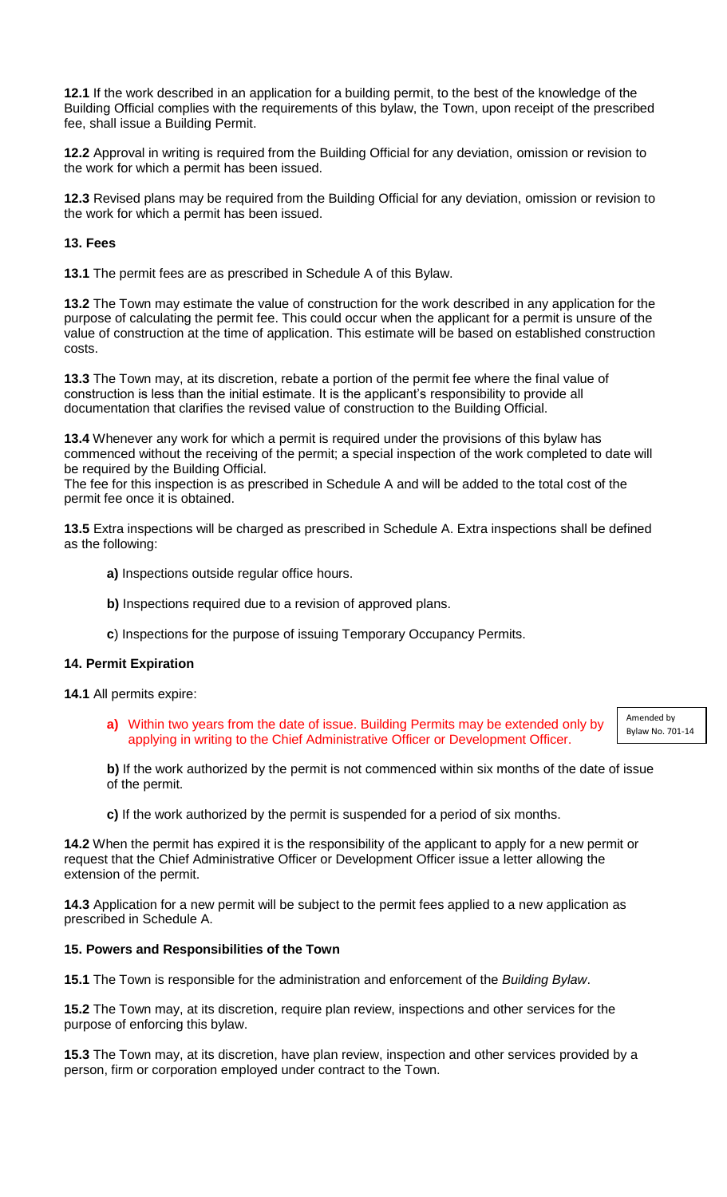**12.1** If the work described in an application for a building permit, to the best of the knowledge of the Building Official complies with the requirements of this bylaw, the Town, upon receipt of the prescribed fee, shall issue a Building Permit.

**12.2** Approval in writing is required from the Building Official for any deviation, omission or revision to the work for which a permit has been issued.

**12.3** Revised plans may be required from the Building Official for any deviation, omission or revision to the work for which a permit has been issued.

## 13. Fees

**13.1** The permit fees are as prescribed in Schedule A of this Bylaw.

**13.2** The Town may estimate the value of construction for the work described in any application for the purpose of calculating the permit fee. This could occur when the applicant for a permit is unsure of the value of construction at the time of application. This estimate will be based on established construction costs.

**13.3** The Town may, at its discretion, rebate a portion of the permit fee where the final value of construction is less than the initial estimate. It is the applicant's responsibility to provide all documentation that clarifies the revised value of construction to the Building Official.

**13.4** Whenever any work for which a permit is required under the provisions of this bylaw has commenced without the receiving of the permit; a special inspection of the work completed to date will be required by the Building Official.
The fee for this inspection is as prescribed in Schedule A and will be added to the total cost of the permit fee once it is obtained.

**13.5** Extra inspections will be charged as prescribed in Schedule A. Extra inspections shall be defined as the following:

- **a)** Inspections outside regular office hours.
- **b)** Inspections required due to a revision of approved plans.
- **c**) Inspections for the purpose of issuing Temporary Occupancy Permits.

## 14. Permit Expiration

**14.1** All permits expire:

- **a)** Within two years from the date of issue. Building Permits may be extended only by applying in writing to the Chief Administrative Officer or Development Officer. *(Amended by Bylaw No. 701-14)*
- **b)** If the work authorized by the permit is not commenced within six months of the date of issue of the permit.
- **c)** If the work authorized by the permit is suspended for a period of six months.

**14.2** When the permit has expired it is the responsibility of the applicant to apply for a new permit or request that the Chief Administrative Officer or Development Officer issue a letter allowing the extension of the permit.

**14.3** Application for a new permit will be subject to the permit fees applied to a new application as prescribed in Schedule A.

## 15. Powers and Responsibilities of the Town

**15.1** The Town is responsible for the administration and enforcement of the *Building Bylaw*.

**15.2** The Town may, at its discretion, require plan review, inspections and other services for the purpose of enforcing this bylaw.

**15.3** The Town may, at its discretion, have plan review, inspection and other services provided by a person, firm or corporation employed under contract to the Town.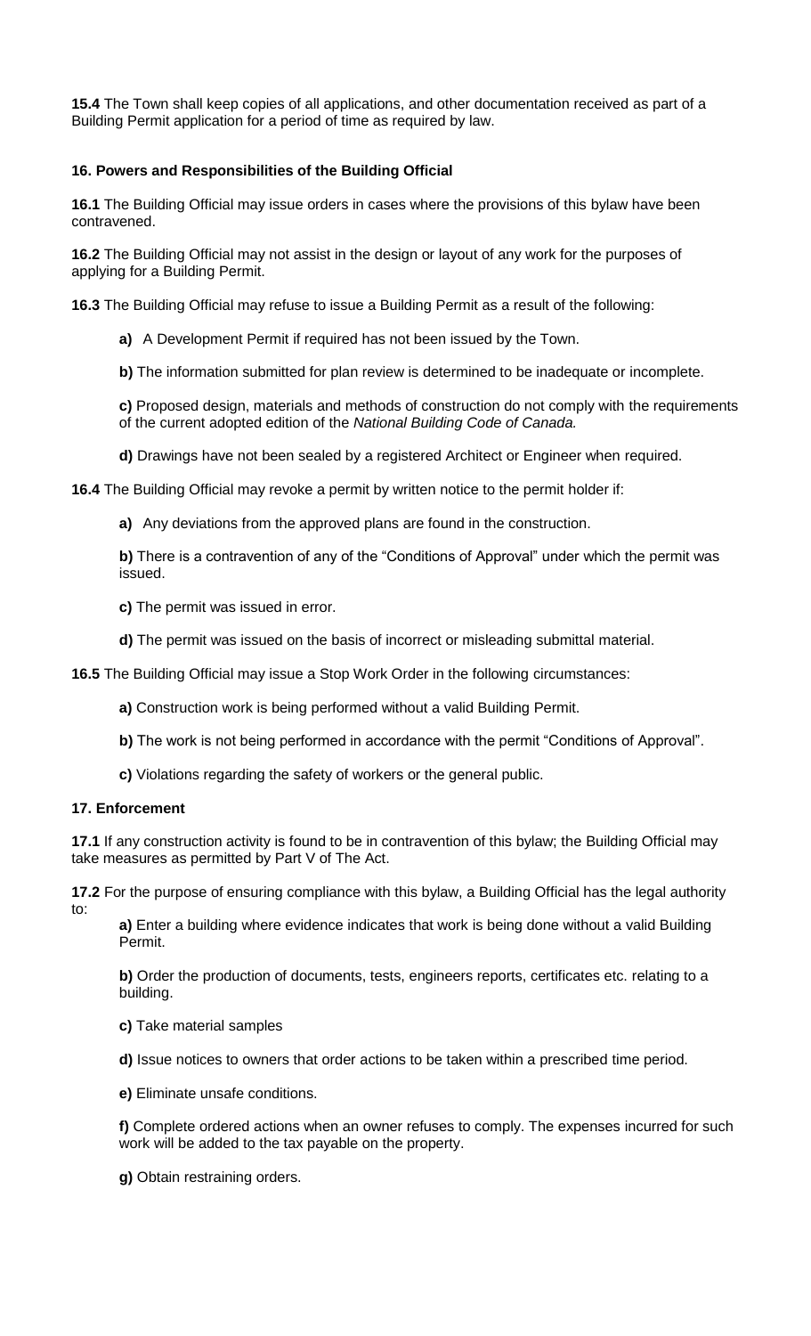**15.4** The Town shall keep copies of all applications, and other documentation received as part of a Building Permit application for a period of time as required by law.

### 16. Powers and Responsibilities of the Building Official

**16.1** The Building Official may issue orders in cases where the provisions of this bylaw have been contravened.

**16.2** The Building Official may not assist in the design or layout of any work for the purposes of applying for a Building Permit.

**16.3** The Building Official may refuse to issue a Building Permit as a result of the following:

**a)** A Development Permit if required has not been issued by the Town.

**b)** The information submitted for plan review is determined to be inadequate or incomplete.

**c)** Proposed design, materials and methods of construction do not comply with the requirements of the current adopted edition of the *National Building Code of Canada.*

**d)** Drawings have not been sealed by a registered Architect or Engineer when required.

**16.4** The Building Official may revoke a permit by written notice to the permit holder if:

**a)** Any deviations from the approved plans are found in the construction.

**b)** There is a contravention of any of the "Conditions of Approval" under which the permit was issued.

**c)** The permit was issued in error.

**d)** The permit was issued on the basis of incorrect or misleading submittal material.

**16.5** The Building Official may issue a Stop Work Order in the following circumstances:

**a)** Construction work is being performed without a valid Building Permit.

**b)** The work is not being performed in accordance with the permit "Conditions of Approval".

**c)** Violations regarding the safety of workers or the general public.

### 17. Enforcement

**17.1** If any construction activity is found to be in contravention of this bylaw; the Building Official may take measures as permitted by Part V of The Act.

**17.2** For the purpose of ensuring compliance with this bylaw, a Building Official has the legal authority to:

**a)** Enter a building where evidence indicates that work is being done without a valid Building Permit.

**b)** Order the production of documents, tests, engineers reports, certificates etc. relating to a building.

**c)** Take material samples

**d)** Issue notices to owners that order actions to be taken within a prescribed time period.

**e)** Eliminate unsafe conditions.

**f)** Complete ordered actions when an owner refuses to comply. The expenses incurred for such work will be added to the tax payable on the property.

**g)** Obtain restraining orders.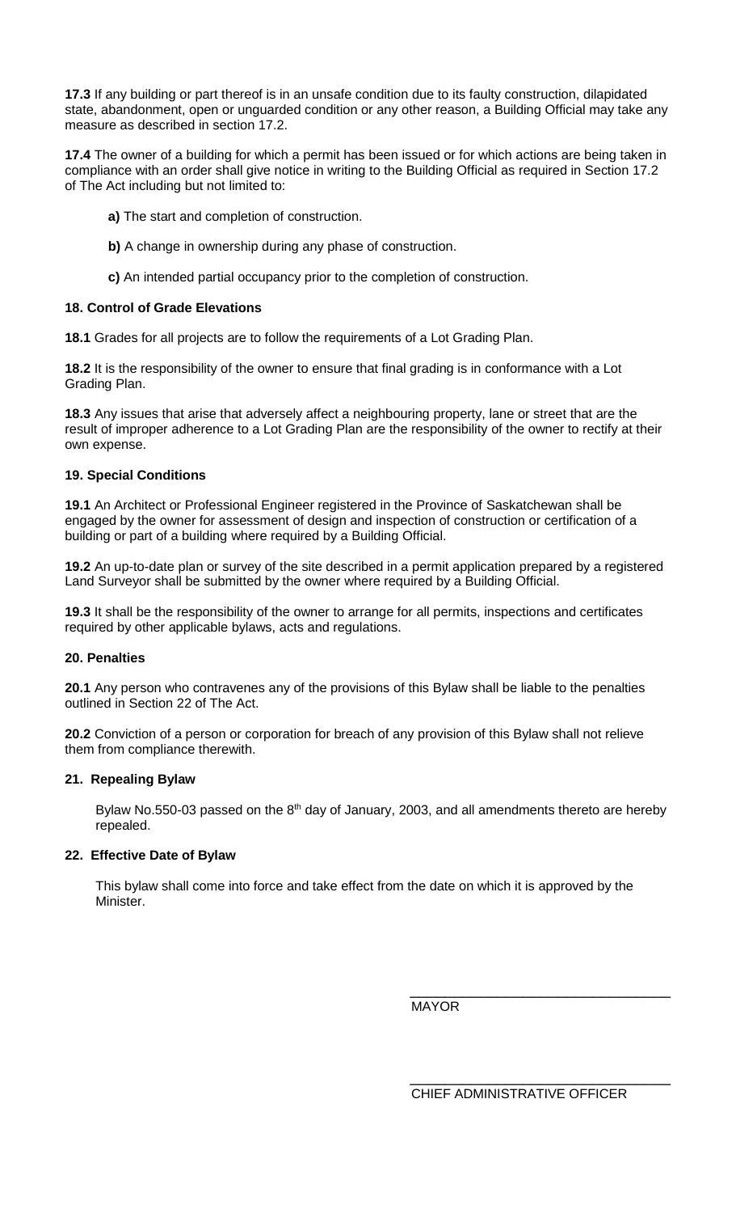**17.3** If any building or part thereof is in an unsafe condition due to its faulty construction, dilapidated state, abandonment, open or unguarded condition or any other reason, a Building Official may take any measure as described in section 17.2.

**17.4** The owner of a building for which a permit has been issued or for which actions are being taken in compliance with an order shall give notice in writing to the Building Official as required in Section 17.2 of The Act including but not limited to:

- **a)** The start and completion of construction.
- **b)** A change in ownership during any phase of construction.
- **c)** An intended partial occupancy prior to the completion of construction.

### 18. Control of Grade Elevations

**18.1** Grades for all projects are to follow the requirements of a Lot Grading Plan.

**18.2** It is the responsibility of the owner to ensure that final grading is in conformance with a Lot Grading Plan.

**18.3** Any issues that arise that adversely affect a neighbouring property, lane or street that are the result of improper adherence to a Lot Grading Plan are the responsibility of the owner to rectify at their own expense.

### 19. Special Conditions

**19.1** An Architect or Professional Engineer registered in the Province of Saskatchewan shall be engaged by the owner for assessment of design and inspection of construction or certification of a building or part of a building where required by a Building Official.

**19.2** An up-to-date plan or survey of the site described in a permit application prepared by a registered Land Surveyor shall be submitted by the owner where required by a Building Official.

**19.3** It shall be the responsibility of the owner to arrange for all permits, inspections and certificates required by other applicable bylaws, acts and regulations.

### 20. Penalties

**20.1** Any person who contravenes any of the provisions of this Bylaw shall be liable to the penalties outlined in Section 22 of The Act.

**20.2** Conviction of a person or corporation for breach of any provision of this Bylaw shall not relieve them from compliance therewith.

### 21. Repealing Bylaw

Bylaw No.550-03 passed on the 8th day of January, 2003, and all amendments thereto are hereby repealed.

### 22. Effective Date of Bylaw

This bylaw shall come into force and take effect from the date on which it is approved by the Minister.

\_\_\_\_\_\_\_\_\_\_\_\_\_\_\_\_\_\_\_\_\_\_\_\_\_\_\_\_\_\_\_\_
MAYOR

\_\_\_\_\_\_\_\_\_\_\_\_\_\_\_\_\_\_\_\_\_\_\_\_\_\_\_\_\_\_\_\_
CHIEF ADMINISTRATIVE OFFICER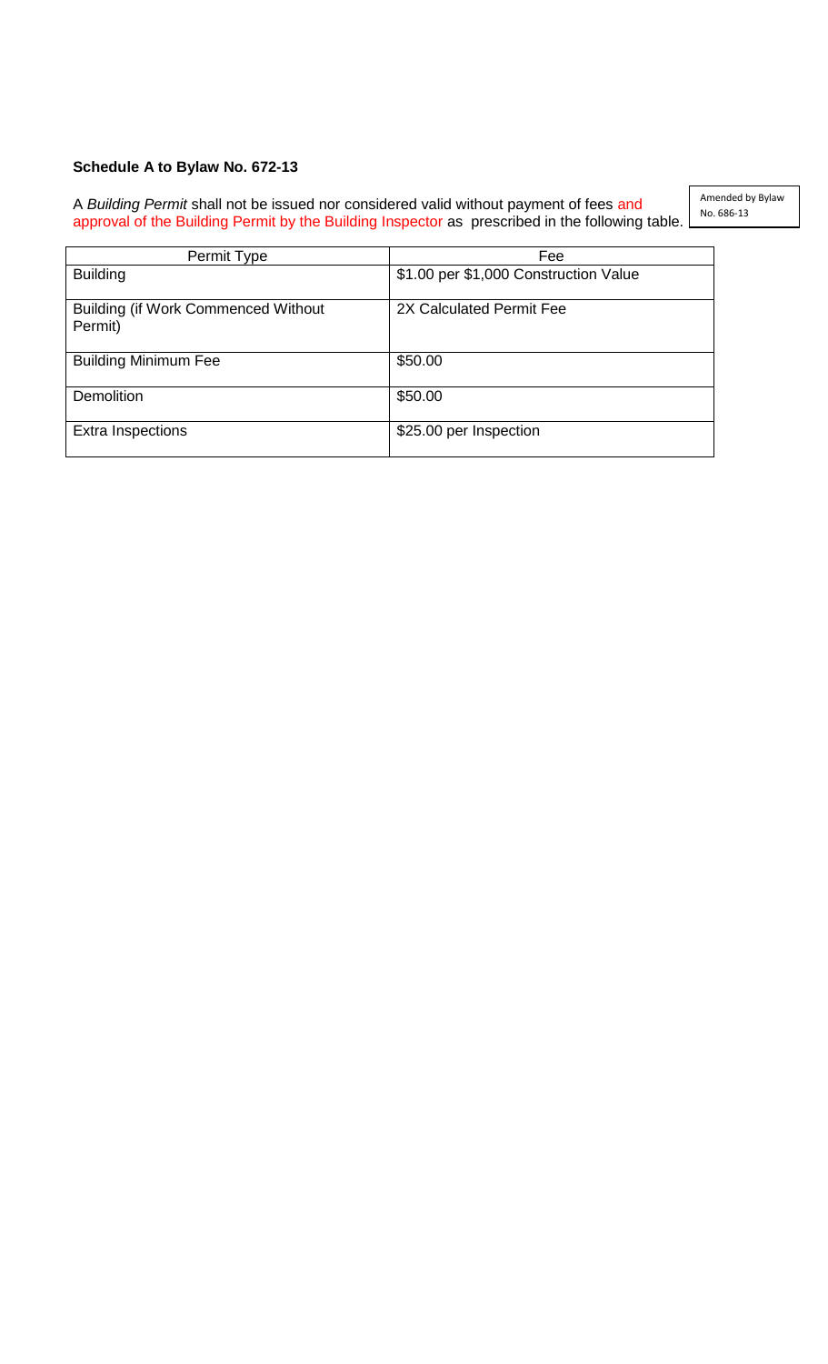**Schedule A to Bylaw No. 672-13**

A *Building Permit* shall not be issued nor considered valid without payment of fees and approval of the Building Permit by the Building Inspector as prescribed in the following table.

Amended by Bylaw No. 686-13

| Permit Type | Fee |
|---|---|
| Building | $1.00 per $1,000 Construction Value |
| Building (if Work Commenced Without Permit) | 2X Calculated Permit Fee |
| Building Minimum Fee | $50.00 |
| Demolition | $50.00 |
| Extra Inspections | $25.00 per Inspection |